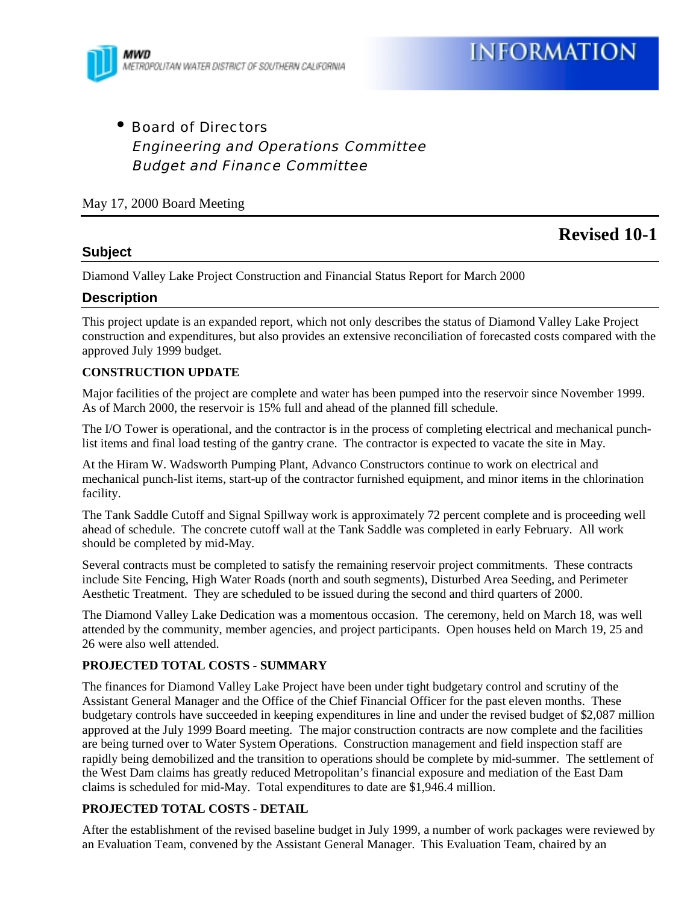MWD
METROPOLITAN WATER DISTRICT OF SOUTHERN CALIFORNIA

# INFORMATION

- Board of Directors
  *Engineering and Operations Committee*
  *Budget and Finance Committee*

May 17, 2000 Board Meeting

**Revised 10-1**

## Subject

Diamond Valley Lake Project Construction and Financial Status Report for March 2000

## Description

This project update is an expanded report, which not only describes the status of Diamond Valley Lake Project construction and expenditures, but also provides an extensive reconciliation of forecasted costs compared with the approved July 1999 budget.

**CONSTRUCTION UPDATE**

Major facilities of the project are complete and water has been pumped into the reservoir since November 1999. As of March 2000, the reservoir is 15% full and ahead of the planned fill schedule.

The I/O Tower is operational, and the contractor is in the process of completing electrical and mechanical punch-list items and final load testing of the gantry crane. The contractor is expected to vacate the site in May.

At the Hiram W. Wadsworth Pumping Plant, Advanco Constructors continue to work on electrical and mechanical punch-list items, start-up of the contractor furnished equipment, and minor items in the chlorination facility.

The Tank Saddle Cutoff and Signal Spillway work is approximately 72 percent complete and is proceeding well ahead of schedule. The concrete cutoff wall at the Tank Saddle was completed in early February. All work should be completed by mid-May.

Several contracts must be completed to satisfy the remaining reservoir project commitments. These contracts include Site Fencing, High Water Roads (north and south segments), Disturbed Area Seeding, and Perimeter Aesthetic Treatment. They are scheduled to be issued during the second and third quarters of 2000.

The Diamond Valley Lake Dedication was a momentous occasion. The ceremony, held on March 18, was well attended by the community, member agencies, and project participants. Open houses held on March 19, 25 and 26 were also well attended.

**PROJECTED TOTAL COSTS - SUMMARY**

The finances for Diamond Valley Lake Project have been under tight budgetary control and scrutiny of the Assistant General Manager and the Office of the Chief Financial Officer for the past eleven months. These budgetary controls have succeeded in keeping expenditures in line and under the revised budget of $2,087 million approved at the July 1999 Board meeting. The major construction contracts are now complete and the facilities are being turned over to Water System Operations. Construction management and field inspection staff are rapidly being demobilized and the transition to operations should be complete by mid-summer. The settlement of the West Dam claims has greatly reduced Metropolitan's financial exposure and mediation of the East Dam claims is scheduled for mid-May. Total expenditures to date are $1,946.4 million.

**PROJECTED TOTAL COSTS - DETAIL**

After the establishment of the revised baseline budget in July 1999, a number of work packages were reviewed by an Evaluation Team, convened by the Assistant General Manager. This Evaluation Team, chaired by an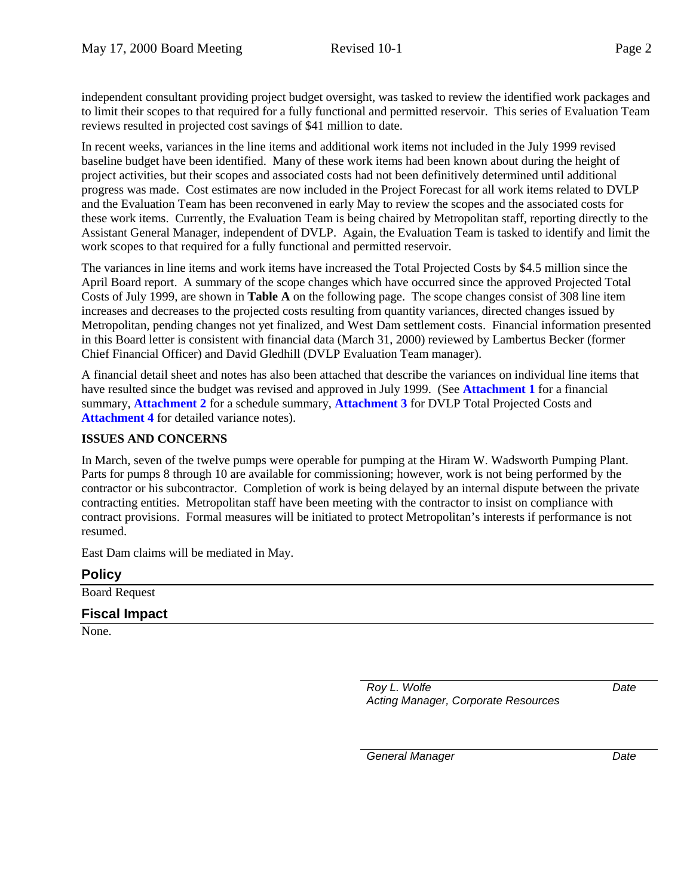independent consultant providing project budget oversight, was tasked to review the identified work packages and to limit their scopes to that required for a fully functional and permitted reservoir. This series of Evaluation Team reviews resulted in projected cost savings of $41 million to date.

In recent weeks, variances in the line items and additional work items not included in the July 1999 revised baseline budget have been identified. Many of these work items had been known about during the height of project activities, but their scopes and associated costs had not been definitively determined until additional progress was made. Cost estimates are now included in the Project Forecast for all work items related to DVLP and the Evaluation Team has been reconvened in early May to review the scopes and the associated costs for these work items. Currently, the Evaluation Team is being chaired by Metropolitan staff, reporting directly to the Assistant General Manager, independent of DVLP. Again, the Evaluation Team is tasked to identify and limit the work scopes to that required for a fully functional and permitted reservoir.

The variances in line items and work items have increased the Total Projected Costs by $4.5 million since the April Board report. A summary of the scope changes which have occurred since the approved Projected Total Costs of July 1999, are shown in **Table A** on the following page. The scope changes consist of 308 line item increases and decreases to the projected costs resulting from quantity variances, directed changes issued by Metropolitan, pending changes not yet finalized, and West Dam settlement costs. Financial information presented in this Board letter is consistent with financial data (March 31, 2000) reviewed by Lambertus Becker (former Chief Financial Officer) and David Gledhill (DVLP Evaluation Team manager).

A financial detail sheet and notes has also been attached that describe the variances on individual line items that have resulted since the budget was revised and approved in July 1999. (See **Attachment 1** for a financial summary, **Attachment 2** for a schedule summary, **Attachment 3** for DVLP Total Projected Costs and **Attachment 4** for detailed variance notes).

**ISSUES AND CONCERNS**

In March, seven of the twelve pumps were operable for pumping at the Hiram W. Wadsworth Pumping Plant. Parts for pumps 8 through 10 are available for commissioning; however, work is not being performed by the contractor or his subcontractor. Completion of work is being delayed by an internal dispute between the private contracting entities. Metropolitan staff have been meeting with the contractor to insist on compliance with contract provisions. Formal measures will be initiated to protect Metropolitan's interests if performance is not resumed.

East Dam claims will be mediated in May.

## Policy

Board Request

## Fiscal Impact

None.

*Roy L. Wolfe* *Date*
*Acting Manager, Corporate Resources*

*General Manager* *Date*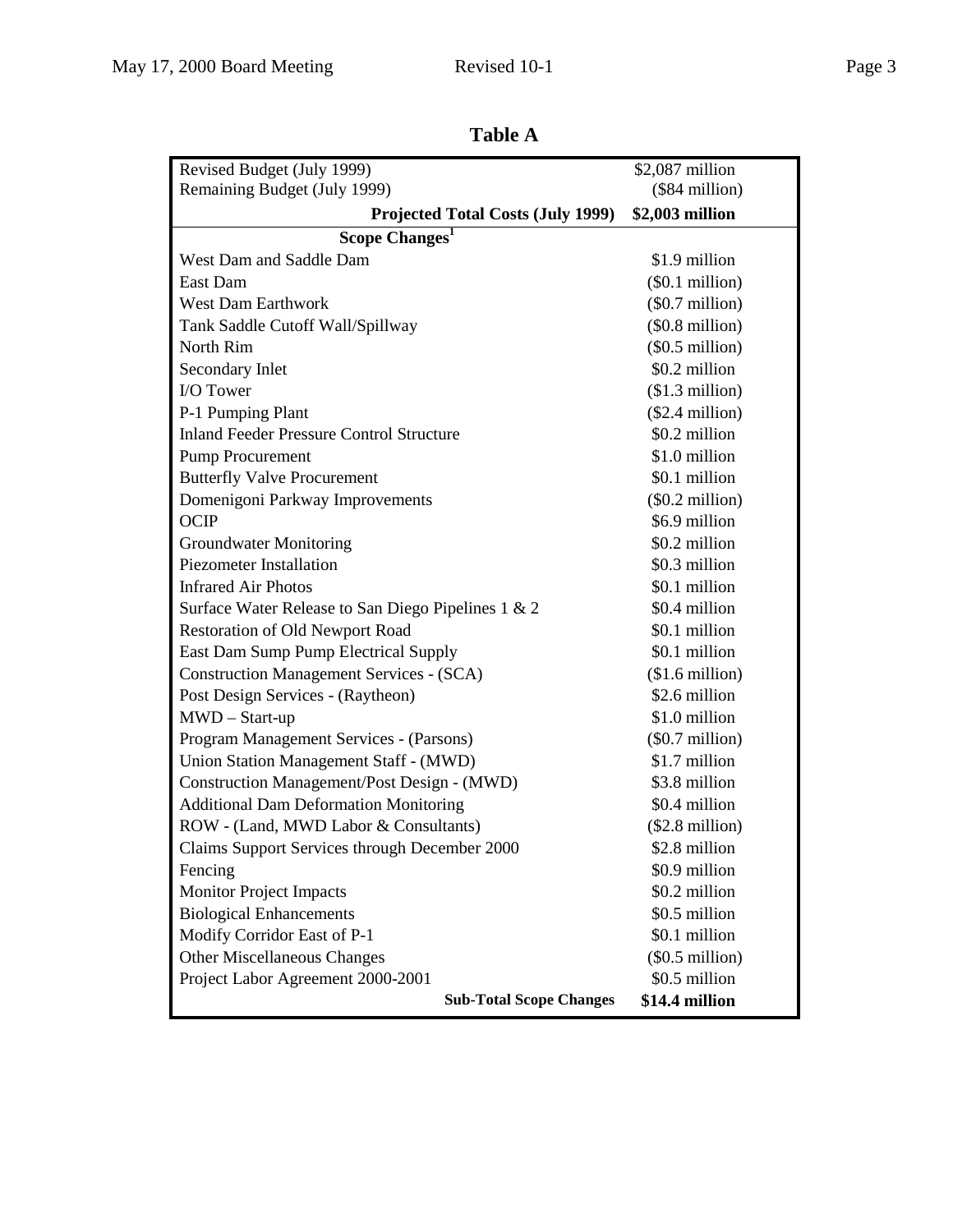## Table A

| | |
|---|---|
| Revised Budget (July 1999) | $2,087 million |
| Remaining Budget (July 1999) | ($84 million) |
| **Projected Total Costs (July 1999)** | **$2,003 million** |
| **Scope Changes[1]** | |
| West Dam and Saddle Dam | $1.9 million |
| East Dam | ($0.1 million) |
| West Dam Earthwork | ($0.7 million) |
| Tank Saddle Cutoff Wall/Spillway | ($0.8 million) |
| North Rim | ($0.5 million) |
| Secondary Inlet | $0.2 million |
| I/O Tower | ($1.3 million) |
| P-1 Pumping Plant | ($2.4 million) |
| Inland Feeder Pressure Control Structure | $0.2 million |
| Pump Procurement | $1.0 million |
| Butterfly Valve Procurement | $0.1 million |
| Domenigoni Parkway Improvements | ($0.2 million) |
| OCIP | $6.9 million |
| Groundwater Monitoring | $0.2 million |
| Piezometer Installation | $0.3 million |
| Infrared Air Photos | $0.1 million |
| Surface Water Release to San Diego Pipelines 1 & 2 | $0.4 million |
| Restoration of Old Newport Road | $0.1 million |
| East Dam Sump Pump Electrical Supply | $0.1 million |
| Construction Management Services - (SCA) | ($1.6 million) |
| Post Design Services - (Raytheon) | $2.6 million |
| MWD – Start-up | $1.0 million |
| Program Management Services - (Parsons) | ($0.7 million) |
| Union Station Management Staff - (MWD) | $1.7 million |
| Construction Management/Post Design - (MWD) | $3.8 million |
| Additional Dam Deformation Monitoring | $0.4 million |
| ROW - (Land, MWD Labor & Consultants) | ($2.8 million) |
| Claims Support Services through December 2000 | $2.8 million |
| Fencing | $0.9 million |
| Monitor Project Impacts | $0.2 million |
| Biological Enhancements | $0.5 million |
| Modify Corridor East of P-1 | $0.1 million |
| Other Miscellaneous Changes | ($0.5 million) |
| Project Labor Agreement 2000-2001 | $0.5 million |
| **Sub-Total Scope Changes** | **$14.4 million** |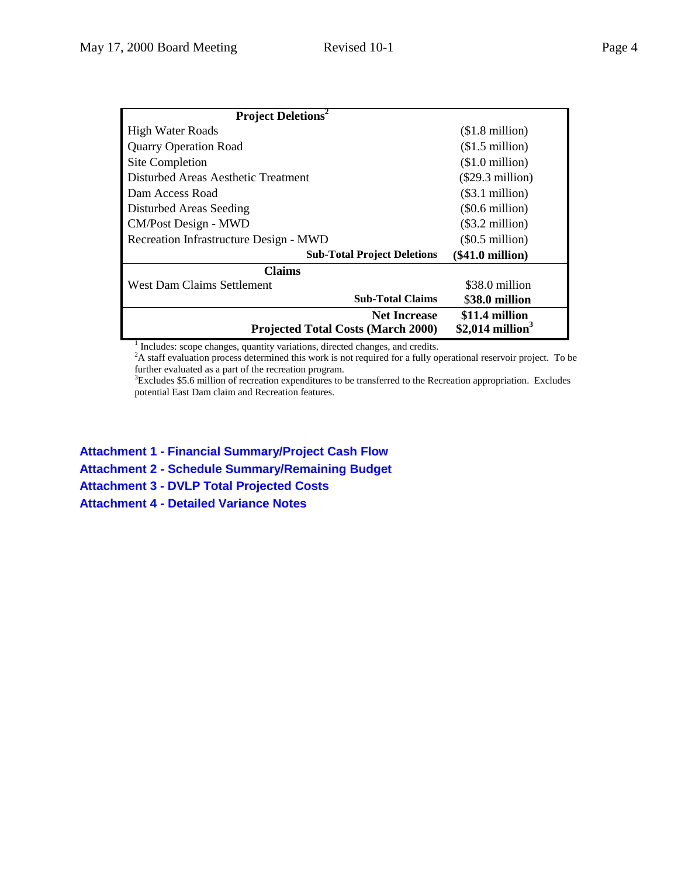| Project Deletions[2] | |
|---|---|
| High Water Roads | ($1.8 million) |
| Quarry Operation Road | ($1.5 million) |
| Site Completion | ($1.0 million) |
| Disturbed Areas Aesthetic Treatment | ($29.3 million) |
| Dam Access Road | ($3.1 million) |
| Disturbed Areas Seeding | ($0.6 million) |
| CM/Post Design - MWD | ($3.2 million) |
| Recreation Infrastructure Design - MWD | ($0.5 million) |
| **Sub-Total Project Deletions** | **($41.0 million)** |
| **Claims** | |
| West Dam Claims Settlement | $38.0 million |
| **Sub-Total Claims** | **$38.0 million** |
| **Net Increase** | **$11.4 million** |
| **Projected Total Costs (March 2000)** | **$2,014 million[3]** |

[1] Includes: scope changes, quantity variations, directed changes, and credits.
[2] A staff evaluation process determined this work is not required for a fully operational reservoir project. To be further evaluated as a part of the recreation program.
[3] Excludes $5.6 million of recreation expenditures to be transferred to the Recreation appropriation. Excludes potential East Dam claim and Recreation features.

**Attachment 1 - Financial Summary/Project Cash Flow**
**Attachment 2 - Schedule Summary/Remaining Budget**
**Attachment 3 - DVLP Total Projected Costs**
**Attachment 4 - Detailed Variance Notes**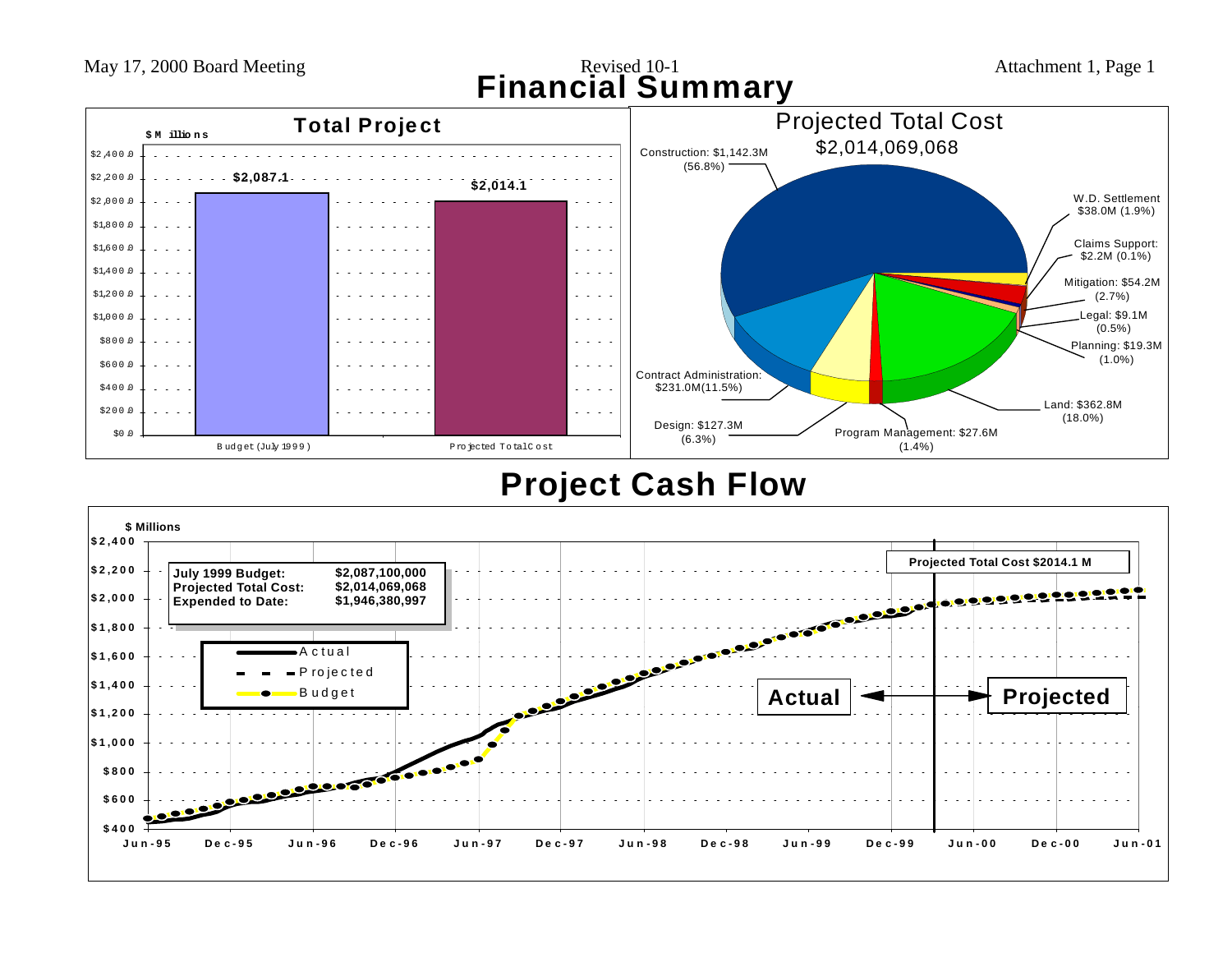# Financial Summary

## Total Project

$ Millions

| | Budget (July 1999) | Projected Total Cost |
|---|---|---|
| $ Millions | $2,087.1 | $2,014.1 |

## Projected Total Cost

$2,014,069,068

| Category | Amount | Percent |
|---|---|---|
| Construction | $1,142.3M | 56.8% |
| W.D. Settlement | $38.0M | 1.9% |
| Claims Support | $2.2M | 0.1% |
| Mitigation | $54.2M | 2.7% |
| Legal | $9.1M | 0.5% |
| Planning | $19.3M | 1.0% |
| Land | $362.8M | 18.0% |
| Program Management | $27.6M | 1.4% |
| Design | $127.3M | 6.3% |
| Contract Administration | $231.0M | 11.5% |

# Project Cash Flow

| | |
|---|---|
| **July 1999 Budget:** | **$2,087,100,000** |
| **Projected Total Cost:** | **$2,014,069,068** |
| **Expended to Date:** | **$1,946,380,997** |

**Projected Total Cost $2014.1 M**

Legend: Actual, Projected, Budget

$ Millions (y-axis $400 to $2,400); x-axis Jun-95 through Jun-01. **Actual** to the left of the divider line (approx. Mar-00), **Projected** to the right.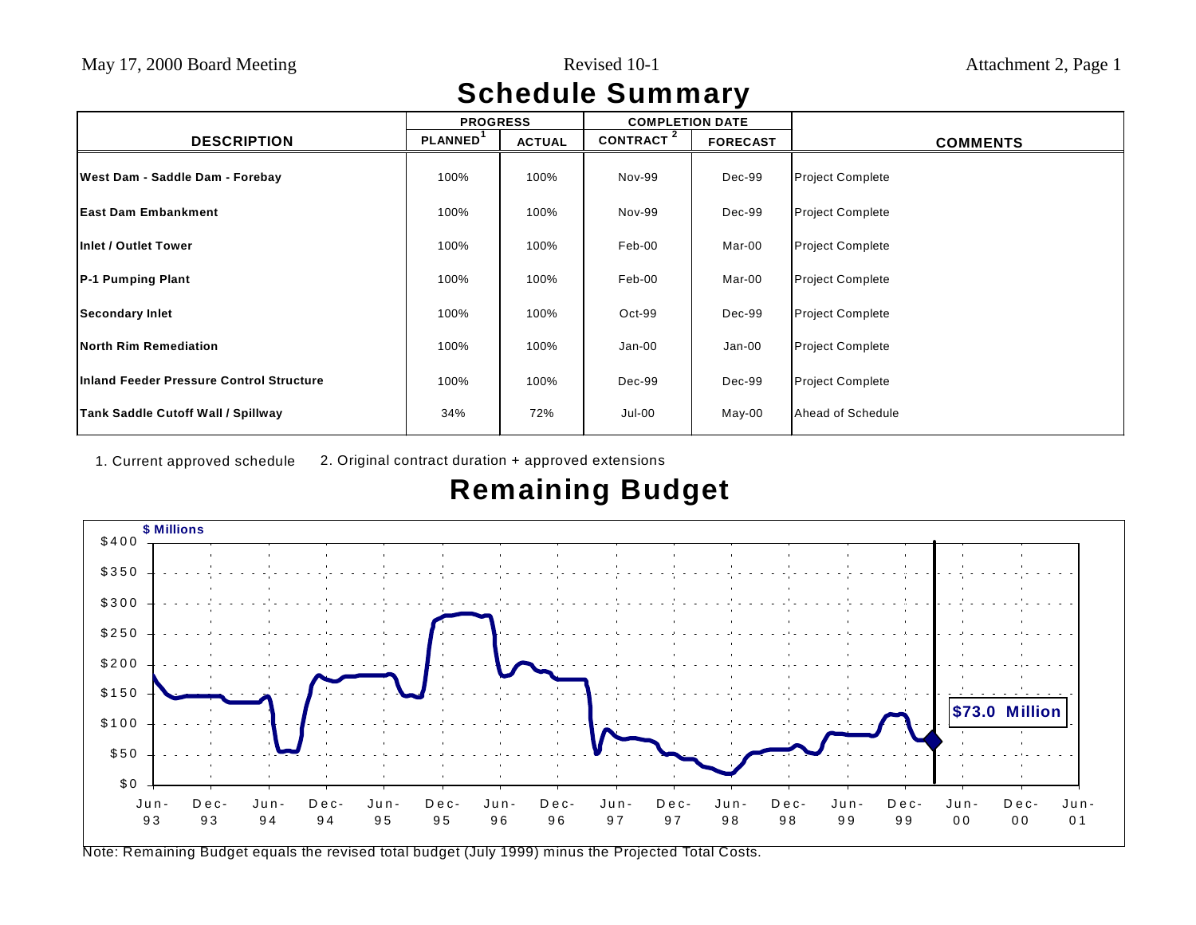## Schedule Summary

| DESCRIPTION | PROGRESS | | COMPLETION DATE | | COMMENTS |
|---|---|---|---|---|---|
| | PLANNED[1] | ACTUAL | CONTRACT[2] | FORECAST | |
| **West Dam - Saddle Dam - Forebay** | 100% | 100% | Nov-99 | Dec-99 | Project Complete |
| **East Dam Embankment** | 100% | 100% | Nov-99 | Dec-99 | Project Complete |
| **Inlet / Outlet Tower** | 100% | 100% | Feb-00 | Mar-00 | Project Complete |
| **P-1 Pumping Plant** | 100% | 100% | Feb-00 | Mar-00 | Project Complete |
| **Secondary Inlet** | 100% | 100% | Oct-99 | Dec-99 | Project Complete |
| **North Rim Remediation** | 100% | 100% | Jan-00 | Jan-00 | Project Complete |
| **Inland Feeder Pressure Control Structure** | 100% | 100% | Dec-99 | Dec-99 | Project Complete |
| **Tank Saddle Cutoff Wall / Spillway** | 34% | 72% | Jul-00 | May-00 | Ahead of Schedule |

1. Current approved schedule 2. Original contract duration + approved extensions

## Remaining Budget

Note: Remaining Budget equals the revised total budget (July 1999) minus the Projected Total Costs.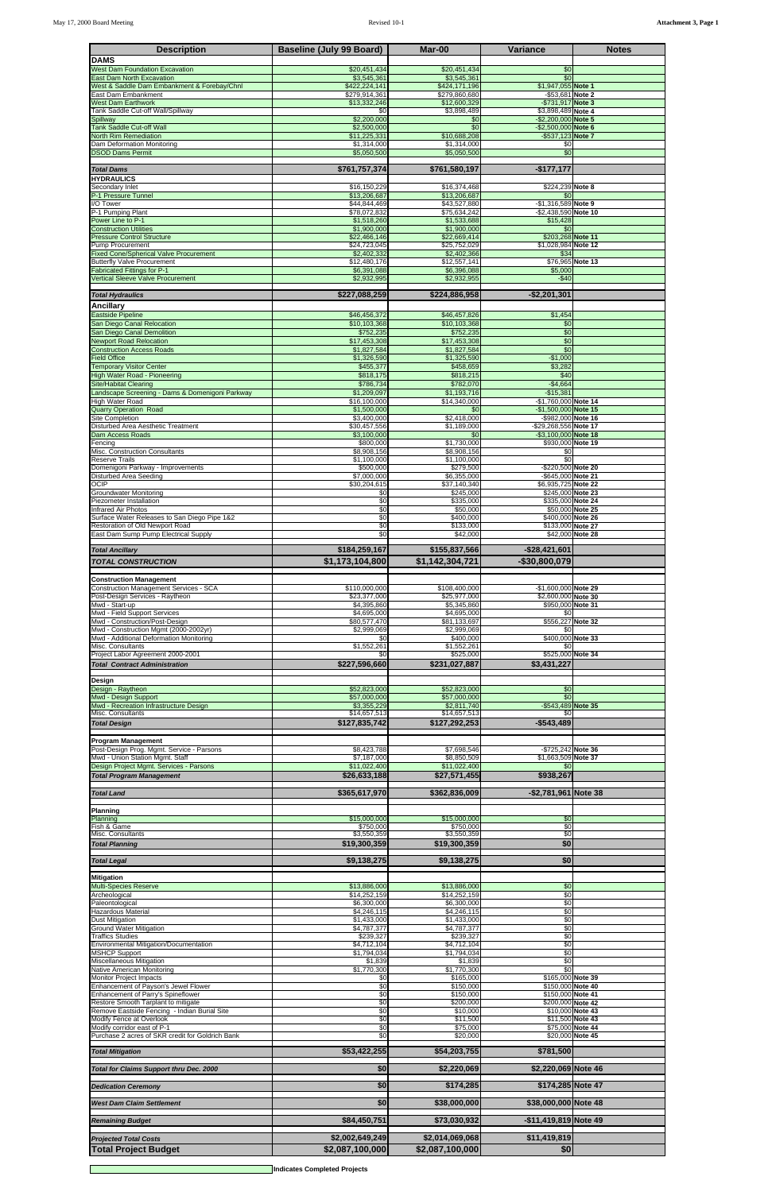| Description | Baseline (July 99 Board) | Mar-00 | Variance | Notes |
|---|---|---|---|---|
| **DAMS** | | | | |
| West Dam Foundation Excavation | $20,451,434 | $20,451,434 | $0 | |
| East Dam North Excavation | $3,545,361 | $3,545,361 | $0 | |
| West & Saddle Dam Embankment & Forebay/Chnl | $422,224,141 | $424,171,196 | $1,947,055 | Note 1 |
| East Dam Embankment | $279,914,361 | $279,860,680 | -$53,681 | Note 2 |
| West Dam Earthwork | $13,332,246 | $12,600,329 | -$731,917 | Note 3 |
| Tank Saddle Cut-off Wall/Spillway | $0 | $3,898,489 | $3,898,489 | Note 4 |
| Spillway | $2,200,000 | $0 | -$2,200,000 | Note 5 |
| Tank Saddle Cut-off Wall | $2,500,000 | $0 | -$2,500,000 | Note 6 |
| North Rim Remediation | $11,225,331 | $10,688,208 | -$537,123 | Note 7 |
| Dam Deformation Monitoring | $1,314,000 | $1,314,000 | $0 | |
| DSOD Dams Permit | $5,050,500 | $5,050,500 | $0 | |
| ***Total Dams*** | **$761,757,374** | **$761,580,197** | **-$177,177** | |
| **HYDRAULICS** | | | | |
| Secondary Inlet | $16,150,229 | $16,374,468 | $224,239 | Note 8 |
| P-1 Pressure Tunnel | $13,206,687 | $13,206,687 | $0 | |
| I/O Tower | $44,844,469 | $43,527,880 | -$1,316,589 | Note 9 |
| P-1 Pumping Plant | $78,072,832 | $75,634,242 | -$2,438,590 | Note 10 |
| Power Line to P-1 | $1,518,260 | $1,533,688 | $15,428 | |
| Construction Utilities | $1,900,000 | $1,900,000 | $0 | |
| Pressure Control Structure | $22,466,146 | $22,669,414 | $203,268 | Note 11 |
| Pump Procurement | $24,723,045 | $25,752,029 | $1,028,984 | Note 12 |
| Fixed Cone/Spherical Valve Procurement | $2,402,332 | $2,402,366 | $34 | |
| Butterfly Valve Procurement | $12,480,176 | $12,557,141 | $76,965 | Note 13 |
| Fabricated Fittings for P-1 | $6,391,088 | $6,396,088 | $5,000 | |
| Vertical Sleeve Valve Procurement | $2,932,995 | $2,932,955 | -$40 | |
| ***Total Hydraulics*** | **$227,088,259** | **$224,886,958** | **-$2,201,301** | |
| **Ancillary** | | | | |
| Eastside Pipeline | $46,456,372 | $46,457,826 | $1,454 | |
| San Diego Canal Relocation | $10,103,368 | $10,103,368 | $0 | |
| San Diego Canal Demolition | $752,235 | $752,235 | $0 | |
| Newport Road Relocation | $17,453,308 | $17,453,308 | $0 | |
| Construction Access Roads | $1,827,584 | $1,827,584 | $0 | |
| Field Office | $1,326,590 | $1,325,590 | -$1,000 | |
| Temporary Visitor Center | $455,377 | $458,659 | $3,282 | |
| High Water Road - Pioneering | $818,175 | $818,215 | $40 | |
| Site/Habitat Clearing | $786,734 | $782,070 | -$4,664 | |
| Landscape Screening - Dams & Domenigoni Parkway | $1,209,097 | $1,193,716 | -$15,381 | |
| High Water Road | $16,100,000 | $14,340,000 | -$1,760,000 | Note 14 |
| Quarry Operation Road | $1,500,000 | $0 | -$1,500,000 | Note 15 |
| Site Completion | $3,400,000 | $2,418,000 | -$982,000 | Note 16 |
| Disturbed Area Aesthetic Treatment | $30,457,556 | $1,189,000 | -$29,268,556 | Note 17 |
| Dam Access Roads | $3,100,000 | $0 | -$3,100,000 | Note 18 |
| Fencing | $800,000 | $1,730,000 | $930,000 | Note 19 |
| Misc. Construction Consultants | $8,908,156 | $8,908,156 | $0 | |
| Reserve Trails | $1,100,000 | $1,100,000 | $0 | |
| Domenigoni Parkway - Improvements | $500,000 | $279,500 | -$220,500 | Note 20 |
| Disturbed Area Seeding | $7,000,000 | $6,355,000 | -$645,000 | Note 21 |
| OCIP | $30,204,615 | $37,140,340 | $6,935,725 | Note 22 |
| Groundwater Monitoring | $0 | $245,000 | $245,000 | Note 23 |
| Piezometer Installation | $0 | $335,000 | $335,000 | Note 24 |
| Infrared Air Photos | $0 | $50,000 | $50,000 | Note 25 |
| Surface Water Releases to San Diego Pipe 1&2 | $0 | $400,000 | $400,000 | Note 26 |
| Restoration of Old Newport Road | $0 | $133,000 | $133,000 | Note 27 |
| East Dam Sump Pump Electrical Supply | $0 | $42,000 | $42,000 | Note 28 |
| ***Total Ancillary*** | **$184,259,167** | **$155,837,566** | **-$28,421,601** | |
| ***TOTAL CONSTRUCTION*** | **$1,173,104,800** | **$1,142,304,721** | **-$30,800,079** | |
| **Construction Management** | | | | |
| Construction Management Services - SCA | $110,000,000 | $108,400,000 | -$1,600,000 | Note 29 |
| Post-Design Services - Raytheon | $23,377,000 | $25,977,000 | $2,600,000 | Note 30 |
| Mwd - Start-up | $4,395,860 | $5,345,860 | $950,000 | Note 31 |
| Mwd - Field Support Services | $4,695,000 | $4,695,000 | $0 | |
| Mwd - Construction/Post-Design | $80,577,470 | $81,133,697 | $556,227 | Note 32 |
| Mwd - Construction Mgmt (2000-2002yr) | $2,999,069 | $2,999,069 | $0 | |
| Mwd - Additional Deformation Monitoring | $0 | $400,000 | $400,000 | Note 33 |
| Misc. Consultants | $1,552,261 | $1,552,261 | $0 | |
| Project Labor Agreement 2000-2001 | $0 | $525,000 | $525,000 | Note 34 |
| ***Total Contract Administration*** | **$227,596,660** | **$231,027,887** | **$3,431,227** | |
| **Design** | | | | |
| Design - Raytheon | $52,823,000 | $52,823,000 | $0 | |
| Mwd - Design Support | $57,000,000 | $57,000,000 | $0 | |
| Mwd - Recreation Infrastructure Design | $3,355,229 | $2,811,740 | -$543,489 | Note 35 |
| Misc. Consultants | $14,657,513 | $14,657,513 | $0 | |
| ***Total Design*** | **$127,835,742** | **$127,292,253** | **-$543,489** | |
| **Program Management** | | | | |
| Post-Design Prog. Mgmt. Service - Parsons | $8,423,788 | $7,698,546 | -$725,242 | Note 36 |
| Mwd - Union Station Mgmt. Staff | $7,187,000 | $8,850,509 | $1,663,509 | Note 37 |
| Design Project Mgmt. Services - Parsons | $11,022,400 | $11,022,400 | $0 | |
| ***Total Program Management*** | **$26,633,188** | **$27,571,455** | **$938,267** | |
| ***Total Land*** | **$365,617,970** | **$362,836,009** | **-$2,781,961** | **Note 38** |
| **Planning** | | | | |
| Planning | $15,000,000 | $15,000,000 | $0 | |
| Fish & Game | $750,000 | $750,000 | $0 | |
| Misc. Consultants | $3,550,359 | $3,550,359 | $0 | |
| ***Total Planning*** | **$19,300,359** | **$19,300,359** | **$0** | |
| ***Total Legal*** | **$9,138,275** | **$9,138,275** | **$0** | |
| **Mitigation** | | | | |
| Multi-Species Reserve | $13,886,000 | $13,886,000 | $0 | |
| Archeological | $14,252,159 | $14,252,159 | $0 | |
| Paleontological | $6,300,000 | $6,300,000 | $0 | |
| Hazardous Material | $4,246,115 | $4,246,115 | $0 | |
| Dust Mitigation | $1,433,000 | $1,433,000 | $0 | |
| Ground Water Mitigation | $4,787,377 | $4,787,377 | $0 | |
| Traffics Studies | $239,327 | $239,327 | $0 | |
| Environmental Mitigation/Documentation | $4,712,104 | $4,712,104 | $0 | |
| MSHCP Support | $1,794,034 | $1,794,034 | $0 | |
| Miscellaneous Mitigation | $1,839 | $1,839 | $0 | |
| Native American Monitoring | $1,770,300 | $1,770,300 | $0 | |
| Monitor Project Impacts | $0 | $165,000 | $165,000 | Note 39 |
| Enhancement of Payson's Jewel Flower | $0 | $150,000 | $150,000 | Note 40 |
| Enhancement of Parry's Spineflower | $0 | $150,000 | $150,000 | Note 41 |
| Restore Smooth Tarplant to mitigate | $0 | $200,000 | $200,000 | Note 42 |
| Remove Eastside Fencing - Indian Burial Site | $0 | $10,000 | $10,000 | Note 43 |
| Modify Fence at Overlook | $0 | $11,500 | $11,500 | Note 43 |
| Modify corridor east of P-1 | $0 | $75,000 | $75,000 | Note 44 |
| Purchase 2 acres of SKR credit for Goldrich Bank | $0 | $20,000 | $20,000 | Note 45 |
| ***Total Mitigation*** | **$53,422,255** | **$54,203,755** | **$781,500** | |
| ***Total for Claims Support thru Dec. 2000*** | **$0** | **$2,220,069** | **$2,220,069** | **Note 46** |
| ***Dedication Ceremony*** | **$0** | **$174,285** | **$174,285** | **Note 47** |
| ***West Dam Claim Settlement*** | **$0** | **$38,000,000** | **$38,000,000** | **Note 48** |
| ***Remaining Budget*** | **$84,450,751** | **$73,030,932** | **-$11,419,819** | **Note 49** |
| ***Projected Total Costs*** | **$2,002,649,249** | **$2,014,069,068** | **$11,419,819** | |
| **Total Project Budget** | **$2,087,100,000** | **$2,087,100,000** | **$0** | |

Indicates Completed Projects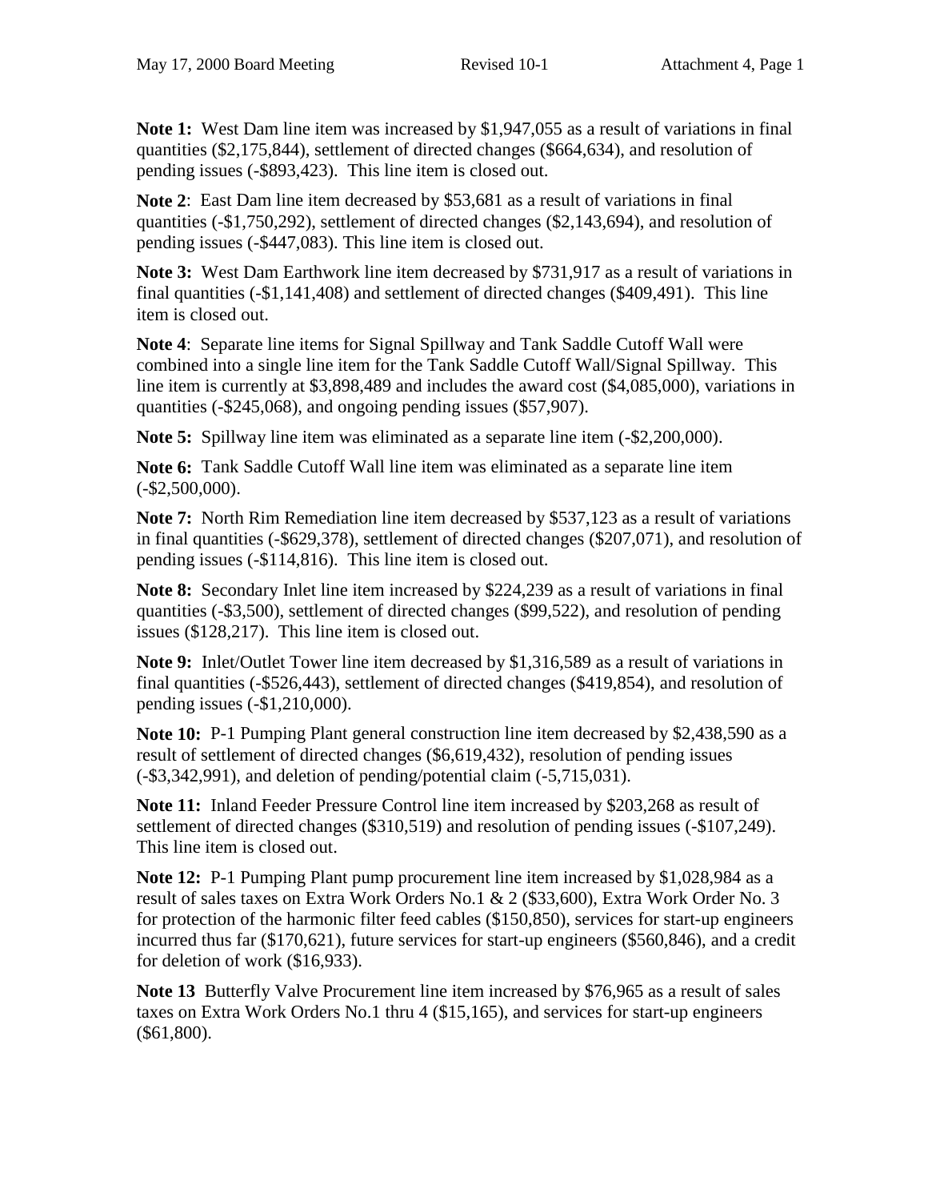**Note 1:** West Dam line item was increased by $1,947,055 as a result of variations in final quantities ($2,175,844), settlement of directed changes ($664,634), and resolution of pending issues (-$893,423). This line item is closed out.

**Note 2**: East Dam line item decreased by $53,681 as a result of variations in final quantities (-$1,750,292), settlement of directed changes ($2,143,694), and resolution of pending issues (-$447,083). This line item is closed out.

**Note 3:** West Dam Earthwork line item decreased by $731,917 as a result of variations in final quantities (-$1,141,408) and settlement of directed changes ($409,491). This line item is closed out.

**Note 4**: Separate line items for Signal Spillway and Tank Saddle Cutoff Wall were combined into a single line item for the Tank Saddle Cutoff Wall/Signal Spillway. This line item is currently at $3,898,489 and includes the award cost ($4,085,000), variations in quantities (-$245,068), and ongoing pending issues ($57,907).

**Note 5:** Spillway line item was eliminated as a separate line item (-$2,200,000).

**Note 6:** Tank Saddle Cutoff Wall line item was eliminated as a separate line item (-$2,500,000).

**Note 7:** North Rim Remediation line item decreased by $537,123 as a result of variations in final quantities (-$629,378), settlement of directed changes ($207,071), and resolution of pending issues (-$114,816). This line item is closed out.

**Note 8:** Secondary Inlet line item increased by $224,239 as a result of variations in final quantities (-$3,500), settlement of directed changes ($99,522), and resolution of pending issues ($128,217). This line item is closed out.

**Note 9:** Inlet/Outlet Tower line item decreased by $1,316,589 as a result of variations in final quantities (-$526,443), settlement of directed changes ($419,854), and resolution of pending issues (-$1,210,000).

**Note 10:** P-1 Pumping Plant general construction line item decreased by $2,438,590 as a result of settlement of directed changes ($6,619,432), resolution of pending issues (-$3,342,991), and deletion of pending/potential claim (-5,715,031).

**Note 11:** Inland Feeder Pressure Control line item increased by $203,268 as result of settlement of directed changes ($310,519) and resolution of pending issues (-$107,249). This line item is closed out.

**Note 12:** P-1 Pumping Plant pump procurement line item increased by $1,028,984 as a result of sales taxes on Extra Work Orders No.1 & 2 ($33,600), Extra Work Order No. 3 for protection of the harmonic filter feed cables ($150,850), services for start-up engineers incurred thus far ($170,621), future services for start-up engineers ($560,846), and a credit for deletion of work ($16,933).

**Note 13** Butterfly Valve Procurement line item increased by $76,965 as a result of sales taxes on Extra Work Orders No.1 thru 4 ($15,165), and services for start-up engineers ($61,800).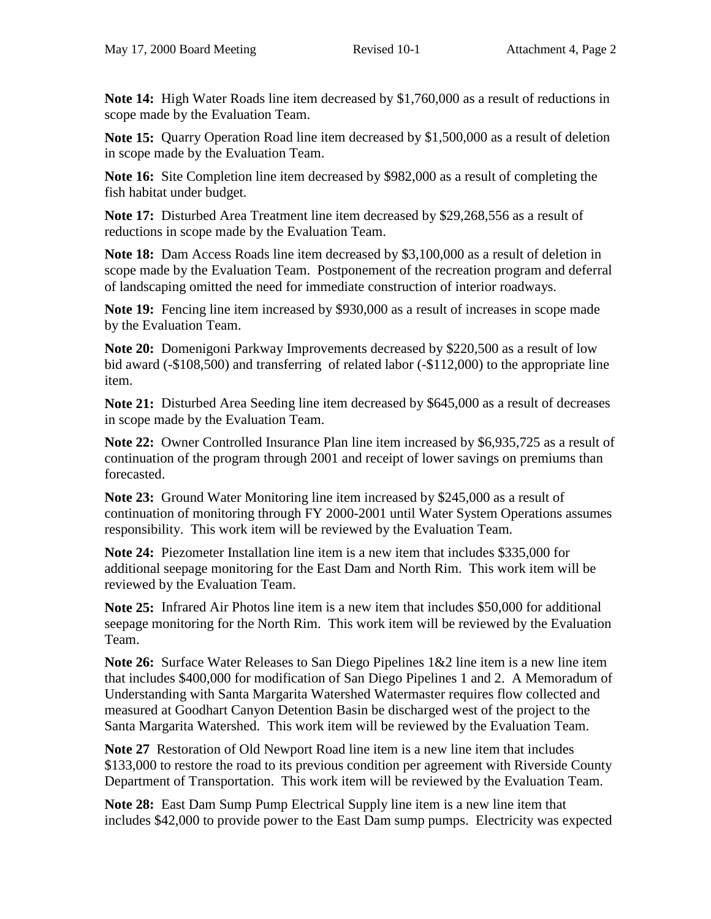**Note 14:** High Water Roads line item decreased by $1,760,000 as a result of reductions in scope made by the Evaluation Team.

**Note 15:** Quarry Operation Road line item decreased by $1,500,000 as a result of deletion in scope made by the Evaluation Team.

**Note 16:** Site Completion line item decreased by $982,000 as a result of completing the fish habitat under budget.

**Note 17:** Disturbed Area Treatment line item decreased by $29,268,556 as a result of reductions in scope made by the Evaluation Team.

**Note 18:** Dam Access Roads line item decreased by $3,100,000 as a result of deletion in scope made by the Evaluation Team. Postponement of the recreation program and deferral of landscaping omitted the need for immediate construction of interior roadways.

**Note 19:** Fencing line item increased by $930,000 as a result of increases in scope made by the Evaluation Team.

**Note 20:** Domenigoni Parkway Improvements decreased by $220,500 as a result of low bid award (-$108,500) and transferring of related labor (-$112,000) to the appropriate line item.

**Note 21:** Disturbed Area Seeding line item decreased by $645,000 as a result of decreases in scope made by the Evaluation Team.

**Note 22:** Owner Controlled Insurance Plan line item increased by $6,935,725 as a result of continuation of the program through 2001 and receipt of lower savings on premiums than forecasted.

**Note 23:** Ground Water Monitoring line item increased by $245,000 as a result of continuation of monitoring through FY 2000-2001 until Water System Operations assumes responsibility. This work item will be reviewed by the Evaluation Team.

**Note 24:** Piezometer Installation line item is a new item that includes $335,000 for additional seepage monitoring for the East Dam and North Rim. This work item will be reviewed by the Evaluation Team.

**Note 25:** Infrared Air Photos line item is a new item that includes $50,000 for additional seepage monitoring for the North Rim. This work item will be reviewed by the Evaluation Team.

**Note 26:** Surface Water Releases to San Diego Pipelines 1&2 line item is a new line item that includes $400,000 for modification of San Diego Pipelines 1 and 2. A Memoradum of Understanding with Santa Margarita Watershed Watermaster requires flow collected and measured at Goodhart Canyon Detention Basin be discharged west of the project to the Santa Margarita Watershed. This work item will be reviewed by the Evaluation Team.

**Note 27** Restoration of Old Newport Road line item is a new line item that includes $133,000 to restore the road to its previous condition per agreement with Riverside County Department of Transportation. This work item will be reviewed by the Evaluation Team.

**Note 28:** East Dam Sump Pump Electrical Supply line item is a new line item that includes $42,000 to provide power to the East Dam sump pumps. Electricity was expected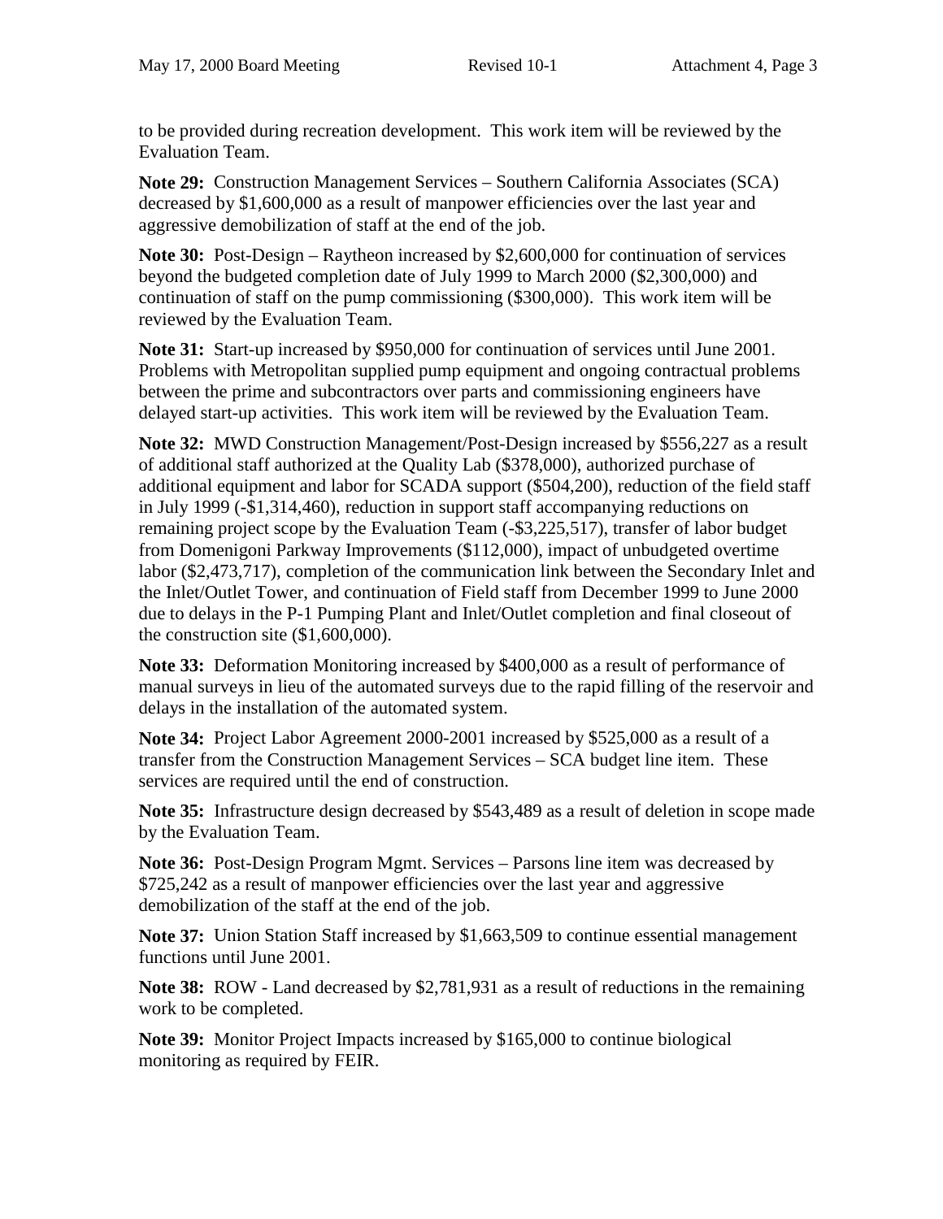to be provided during recreation development. This work item will be reviewed by the Evaluation Team.

**Note 29:** Construction Management Services – Southern California Associates (SCA) decreased by $1,600,000 as a result of manpower efficiencies over the last year and aggressive demobilization of staff at the end of the job.

**Note 30:** Post-Design – Raytheon increased by $2,600,000 for continuation of services beyond the budgeted completion date of July 1999 to March 2000 ($2,300,000) and continuation of staff on the pump commissioning ($300,000). This work item will be reviewed by the Evaluation Team.

**Note 31:** Start-up increased by $950,000 for continuation of services until June 2001. Problems with Metropolitan supplied pump equipment and ongoing contractual problems between the prime and subcontractors over parts and commissioning engineers have delayed start-up activities. This work item will be reviewed by the Evaluation Team.

**Note 32:** MWD Construction Management/Post-Design increased by $556,227 as a result of additional staff authorized at the Quality Lab ($378,000), authorized purchase of additional equipment and labor for SCADA support ($504,200), reduction of the field staff in July 1999 (-$1,314,460), reduction in support staff accompanying reductions on remaining project scope by the Evaluation Team (-$3,225,517), transfer of labor budget from Domenigoni Parkway Improvements ($112,000), impact of unbudgeted overtime labor ($2,473,717), completion of the communication link between the Secondary Inlet and the Inlet/Outlet Tower, and continuation of Field staff from December 1999 to June 2000 due to delays in the P-1 Pumping Plant and Inlet/Outlet completion and final closeout of the construction site ($1,600,000).

**Note 33:** Deformation Monitoring increased by $400,000 as a result of performance of manual surveys in lieu of the automated surveys due to the rapid filling of the reservoir and delays in the installation of the automated system.

**Note 34:** Project Labor Agreement 2000-2001 increased by $525,000 as a result of a transfer from the Construction Management Services – SCA budget line item. These services are required until the end of construction.

**Note 35:** Infrastructure design decreased by $543,489 as a result of deletion in scope made by the Evaluation Team.

**Note 36:** Post-Design Program Mgmt. Services – Parsons line item was decreased by $725,242 as a result of manpower efficiencies over the last year and aggressive demobilization of the staff at the end of the job.

**Note 37:** Union Station Staff increased by $1,663,509 to continue essential management functions until June 2001.

**Note 38:** ROW - Land decreased by $2,781,931 as a result of reductions in the remaining work to be completed.

**Note 39:** Monitor Project Impacts increased by $165,000 to continue biological monitoring as required by FEIR.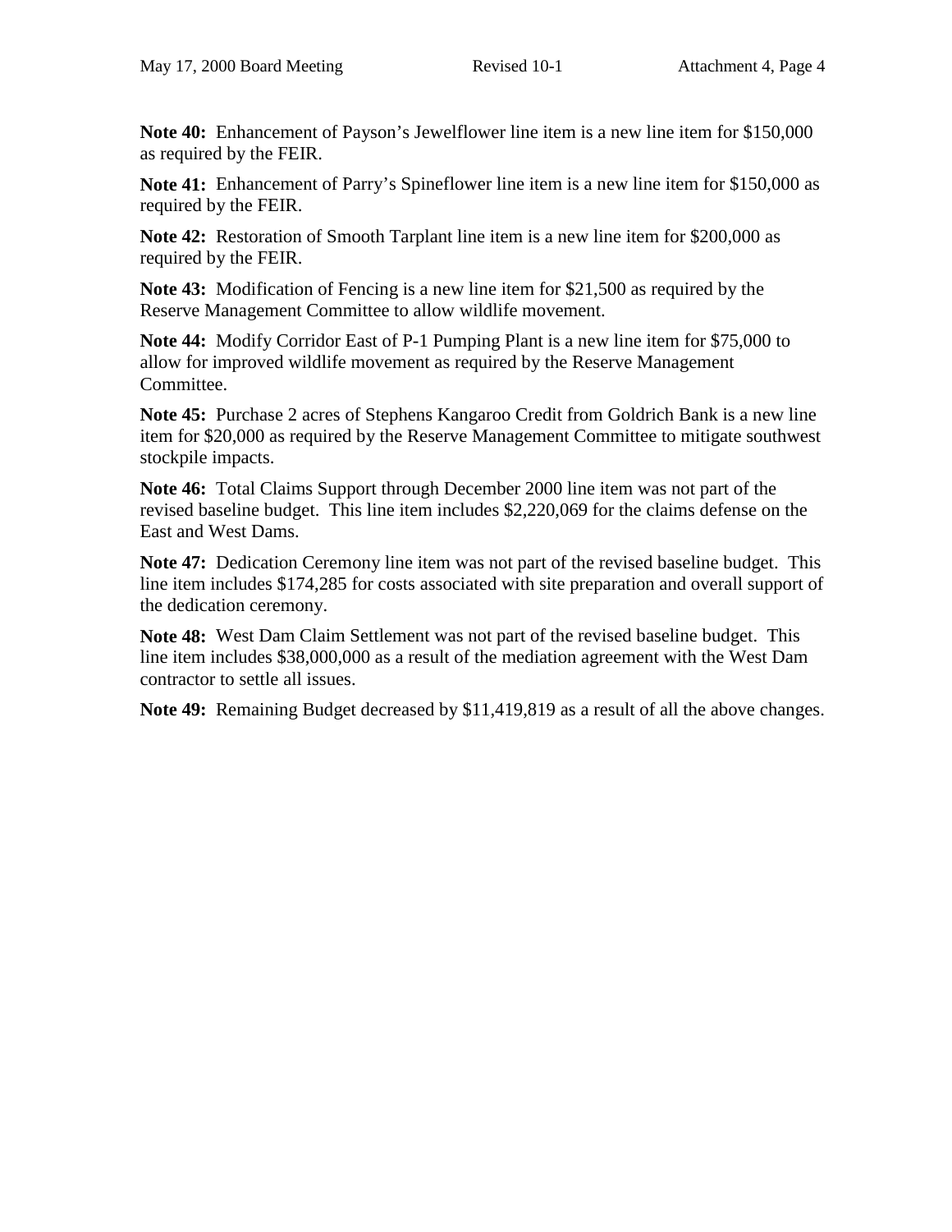**Note 40:** Enhancement of Payson's Jewelflower line item is a new line item for $150,000 as required by the FEIR.

**Note 41:** Enhancement of Parry's Spineflower line item is a new line item for $150,000 as required by the FEIR.

**Note 42:** Restoration of Smooth Tarplant line item is a new line item for $200,000 as required by the FEIR.

**Note 43:** Modification of Fencing is a new line item for $21,500 as required by the Reserve Management Committee to allow wildlife movement.

**Note 44:** Modify Corridor East of P-1 Pumping Plant is a new line item for $75,000 to allow for improved wildlife movement as required by the Reserve Management Committee.

**Note 45:** Purchase 2 acres of Stephens Kangaroo Credit from Goldrich Bank is a new line item for $20,000 as required by the Reserve Management Committee to mitigate southwest stockpile impacts.

**Note 46:** Total Claims Support through December 2000 line item was not part of the revised baseline budget. This line item includes $2,220,069 for the claims defense on the East and West Dams.

**Note 47:** Dedication Ceremony line item was not part of the revised baseline budget. This line item includes $174,285 for costs associated with site preparation and overall support of the dedication ceremony.

**Note 48:** West Dam Claim Settlement was not part of the revised baseline budget. This line item includes $38,000,000 as a result of the mediation agreement with the West Dam contractor to settle all issues.

**Note 49:** Remaining Budget decreased by $11,419,819 as a result of all the above changes.